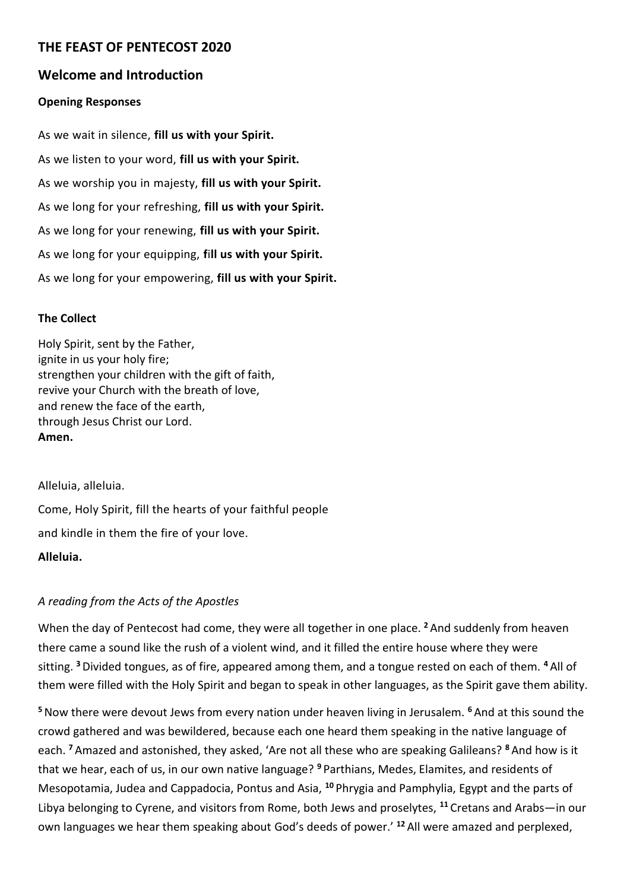# THE FEAST OF PENTECOST 2020

## Welcome and Introduction

### Opening Responses

As we wait in silence, **fill us with your Spirit.**

As we listen to your word, **fill us with your Spirit.**

As we worship you in majesty, **fill us with your Spirit.**

As we long for your refreshing, **fill us with your Spirit.**

As we long for your renewing, **fill us with your Spirit.**

As we long for your equipping, **fill us with your Spirit.**

As we long for your empowering, **fill us with your Spirit.**

### The Collect

Holy Spirit, sent by the Father,
ignite in us your holy fire;
strengthen your children with the gift of faith,
revive your Church with the breath of love,
and renew the face of the earth,
through Jesus Christ our Lord.
**Amen.**

Alleluia, alleluia.

Come, Holy Spirit, fill the hearts of your faithful people

and kindle in them the fire of your love.

**Alleluia.**

*A reading from the Acts of the Apostles*

When the day of Pentecost had come, they were all together in one place. **2** And suddenly from heaven there came a sound like the rush of a violent wind, and it filled the entire house where they were sitting. **3** Divided tongues, as of fire, appeared among them, and a tongue rested on each of them. **4** All of them were filled with the Holy Spirit and began to speak in other languages, as the Spirit gave them ability.

**5** Now there were devout Jews from every nation under heaven living in Jerusalem. **6** And at this sound the crowd gathered and was bewildered, because each one heard them speaking in the native language of each. **7** Amazed and astonished, they asked, 'Are not all these who are speaking Galileans? **8** And how is it that we hear, each of us, in our own native language? **9** Parthians, Medes, Elamites, and residents of Mesopotamia, Judea and Cappadocia, Pontus and Asia, **10** Phrygia and Pamphylia, Egypt and the parts of Libya belonging to Cyrene, and visitors from Rome, both Jews and proselytes, **11** Cretans and Arabs—in our own languages we hear them speaking about God's deeds of power.' **12** All were amazed and perplexed,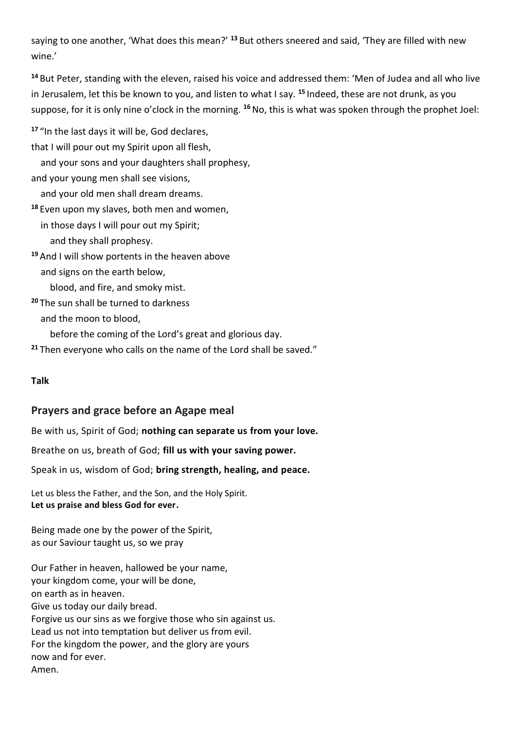saying to one another, 'What does this mean?' [13] But others sneered and said, 'They are filled with new wine.'

[14] But Peter, standing with the eleven, raised his voice and addressed them: 'Men of Judea and all who live in Jerusalem, let this be known to you, and listen to what I say. [15] Indeed, these are not drunk, as you suppose, for it is only nine o'clock in the morning. [16] No, this is what was spoken through the prophet Joel:

[17] "In the last days it will be, God declares,
that I will pour out my Spirit upon all flesh,
   and your sons and your daughters shall prophesy,
and your young men shall see visions,
   and your old men shall dream dreams.
[18] Even upon my slaves, both men and women,
   in those days I will pour out my Spirit;
      and they shall prophesy.
[19] And I will show portents in the heaven above
   and signs on the earth below,
      blood, and fire, and smoky mist.
[20] The sun shall be turned to darkness
   and the moon to blood,
      before the coming of the Lord's great and glorious day.
[21] Then everyone who calls on the name of the Lord shall be saved."

**Talk**

## Prayers and grace before an Agape meal

Be with us, Spirit of God; **nothing can separate us from your love.**

Breathe on us, breath of God; **fill us with your saving power.**

Speak in us, wisdom of God; **bring strength, healing, and peace.**

Let us bless the Father, and the Son, and the Holy Spirit.
**Let us praise and bless God for ever.**

Being made one by the power of the Spirit,
as our Saviour taught us, so we pray

Our Father in heaven, hallowed be your name,
your kingdom come, your will be done,
on earth as in heaven.
Give us today our daily bread.
Forgive us our sins as we forgive those who sin against us.
Lead us not into temptation but deliver us from evil.
For the kingdom the power, and the glory are yours
now and for ever.
Amen.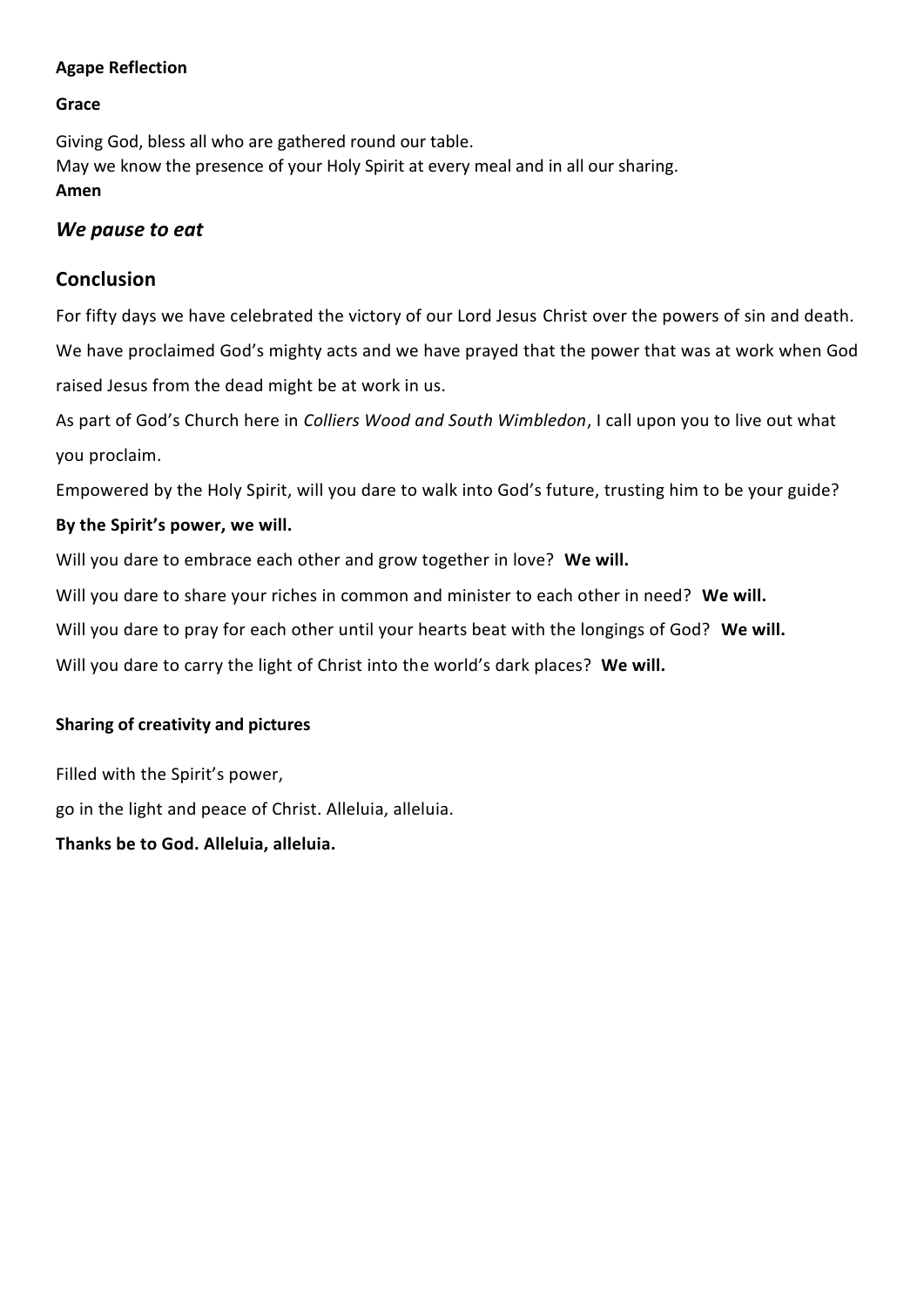**Agape Reflection**

**Grace**

Giving God, bless all who are gathered round our table.
May we know the presence of your Holy Spirit at every meal and in all our sharing.
**Amen**

## *We pause to eat*

## Conclusion

For fifty days we have celebrated the victory of our Lord Jesus Christ over the powers of sin and death.

We have proclaimed God's mighty acts and we have prayed that the power that was at work when God raised Jesus from the dead might be at work in us.

As part of God's Church here in *Colliers Wood and South Wimbledon*, I call upon you to live out what you proclaim.

Empowered by the Holy Spirit, will you dare to walk into God's future, trusting him to be your guide?

**By the Spirit's power, we will.**

Will you dare to embrace each other and grow together in love? **We will.**

Will you dare to share your riches in common and minister to each other in need? **We will.**

Will you dare to pray for each other until your hearts beat with the longings of God? **We will.**

Will you dare to carry the light of Christ into the world's dark places? **We will.**

**Sharing of creativity and pictures**

Filled with the Spirit's power,

go in the light and peace of Christ. Alleluia, alleluia.

**Thanks be to God. Alleluia, alleluia.**